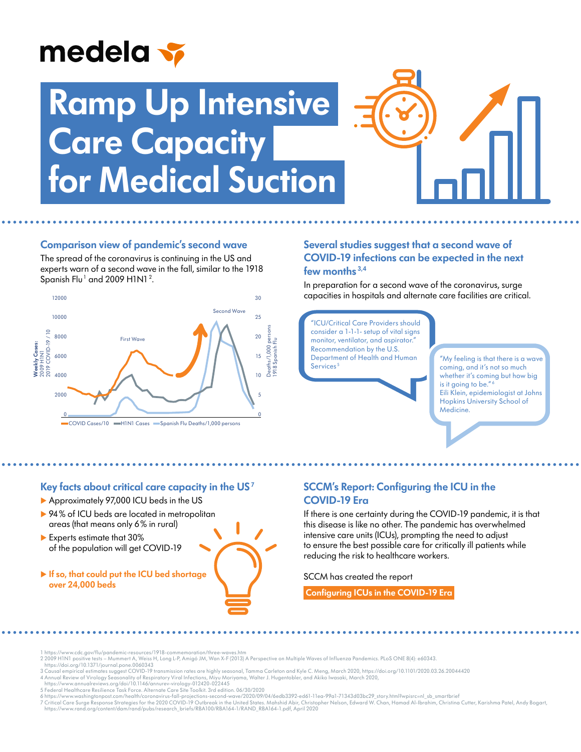medela

# Ramp Up Intensive Care Capacity for Medical Suction

## Comparison view of pandemic's second wave

The spread of the coronavirus is continuing in the US and experts warn of a second wave in the fall, similar to the 1918 Spanish Flu[1] and 2009 H1N1[2].

Second Wave

First Wave

Weekly Cases: 2009 H1N1, 2019 COVID-19 /10

Deaths/1,000 persons 1918 Spanish Flu

COVID Cases/10 — H1N1 Cases — Spanish Flu Deaths/1,000 persons

## Several studies suggest that a second wave of COVID-19 infections can be expected in the next few months[3,4]

In preparation for a second wave of the coronavirus, surge capacities in hospitals and alternate care facilities are critical.

"ICU/Critical Care Providers should consider a 1-1-1- setup of vital signs monitor, ventilator, and aspirator." Recommendation by the U.S. Department of Health and Human Services[5]

"My feeling is that there is a wave coming, and it's not so much whether it's coming but how big is it going to be."[6] Eili Klein, epidemiologist at Johns Hopkins University School of Medicine.

## Key facts about critical care capacity in the US[7]

- Approximately 97,000 ICU beds in the US
- 94% of ICU beds are located in metropolitan areas (that means only 6% in rural)
- Experts estimate that 30% of the population will get COVID-19
- **If so, that could put the ICU bed shortage over 24,000 beds**

## SCCM's Report: Configuring the ICU in the COVID-19 Era

If there is one certainty during the COVID-19 pandemic, it is that this disease is like no other. The pandemic has overwhelmed intensive care units (ICUs), prompting the need to adjust to ensure the best possible care for critically ill patients while reducing the risk to healthcare workers.

SCCM has created the report

**Configuring ICUs in the COVID-19 Era**

1 https://www.cdc.gov/flu/pandemic-resources/1918-commemoration/three-waves.htm
2 2009 H1N1 positive tests – Mummert A, Weiss H, Long L-P, Amigó JM, Wan X-F (2013) A Perspective on Multiple Waves of Influenza Pandemics. PLoS ONE 8(4): e60343. https://doi.org/10.1371/journal.pone.0060343
3 Causal empirical estimates suggest COVID-19 transmission rates are highly seasonal, Tamma Carleton and Kyle C. Meng, March 2020, https://doi.org/10.1101/2020.03.26.20044420
4 Annual Review of Virology Seasonality of Respiratory Viral Infections, Miyu Moriyama, Walter J. Hugentobler, and Akiko Iwasaki, March 2020, https://www.annualreviews.org/doi/10.1146/annurev-virology-012420-022445
5 Federal Healthcare Resilience Task Force. Alternate Care Site Toolkit. 3rd edition. 06/30/2020
6 https://www.washingtonpost.com/health/coronavirus-fall-projections-second-wave/2020/09/04/6edb3392-ed61-11ea-99a1-71343d03bc29_story.html?wpisrc=nl_sb_smartbrief
7 Critical Care Surge Response Strategies for the 2020 COVID-19 Outbreak in the United States. Mahshid Abir, Christopher Nelson, Edward W. Chan, Hamad Al-Ibrahim, Christina Cutter, Karishma Patel, Andy Bogart, https://www.rand.org/content/dam/rand/pubs/research_briefs/RBA100/RBA164-1/RAND_RBA164-1.pdf, April 2020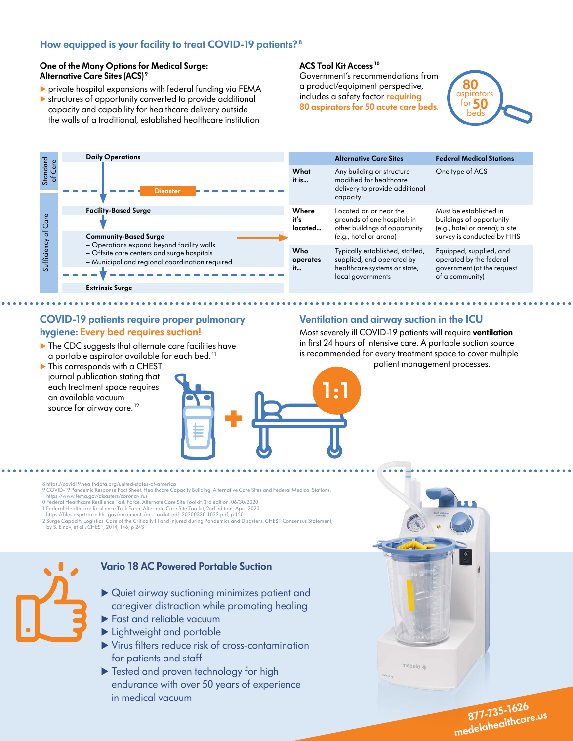## How equipped is your facility to treat COVID-19 patients?[8]

**One of the Many Options for Medical Surge: Alternative Care Sites (ACS)[9]**

- private hospital expansions with federal funding via FEMA
- structures of opportunity converted to provide additional capacity and capability for healthcare delivery outside the walls of a traditional, established healthcare institution

**ACS Tool Kit Access[10]**

Government's recommendations from a product/equipment perspective, includes a safety factor **requiring 80 aspirators for 50 acute care beds**.

80 aspirators for 50 beds

Standard of Care

Daily Operations

Disaster

Sufficiency of Care

Facility-Based Surge

Community-Based Surge
– Operations expand beyond facility walls
– Offsite care centers and surge hospitals
– Municipal and regional coordination required

Extrinsic Surge

| | Alternative Care Sites | Federal Medical Stations |
|---|---|---|
| **What it is...** | Any building or structure modified for healthcare delivery to provide additional capacity | One type of ACS |
| **Where it's located...** | Located on or near the grounds of one hospital; in other buildings of opportunity (e.g., hotel or arena) | Must be established in buildings of opportunity (e.g., hotel or arena); a site survey is conducted by HHS |
| **Who operates it...** | Typically established, staffed, supplied, and operated by healthcare systems or state, local governments | Equipped, supplied, and operated by the federal government (at the request of a community) |

## COVID-19 patients require proper pulmonary hygiene: Every bed requires suction!

- The CDC suggests that alternate care facilities have a portable aspirator available for each bed.[11]
- This corresponds with a CHEST journal publication stating that each treatment space requires an available vacuum source for airway care.[12]

1:1

## Ventilation and airway suction in the ICU

Most severely ill COVID-19 patients will require **ventilation** in first 24 hours of intensive care. A portable suction source is recommended for every treatment space to cover multiple patient management processes.

8 https://covid19.healthdata.org/united-states-of-america
9 COVID-19 Pandemic Response Fact Sheet. Healthcare Capacity Building: Alternative Care Sites and Federal Medical Stations. https://www.fema.gov/disasters/coronavirus
10 Federal Healthcare Resilience Task Force. Alternate Care Site Toolkit. 3rd edition. 06/30/2020
11 Federal Healthcare Resilience Task Force Alternate Care Site Toolkit, 2nd edition, April 2020, https://files.asprtracie.hhs.gov/documents/acs-toolkit-ed1-20200330-1022.pdf, p 150
12 Surge Capacity Logistics: Care of the Critically Ill and Injured during Pandemics and Disasters: CHEST Consensus Statement, by S. Einav, et al., CHEST, 2014; 146, p 24S

## Vario 18 AC Powered Portable Suction

- Quiet airway suctioning minimizes patient and caregiver distraction while promoting healing
- Fast and reliable vacuum
- Lightweight and portable
- Virus filters reduce risk of cross-contamination for patients and staff
- Tested and proven technology for high endurance with over 50 years of experience in medical vacuum

877-735-1626
medelahealthcare.us